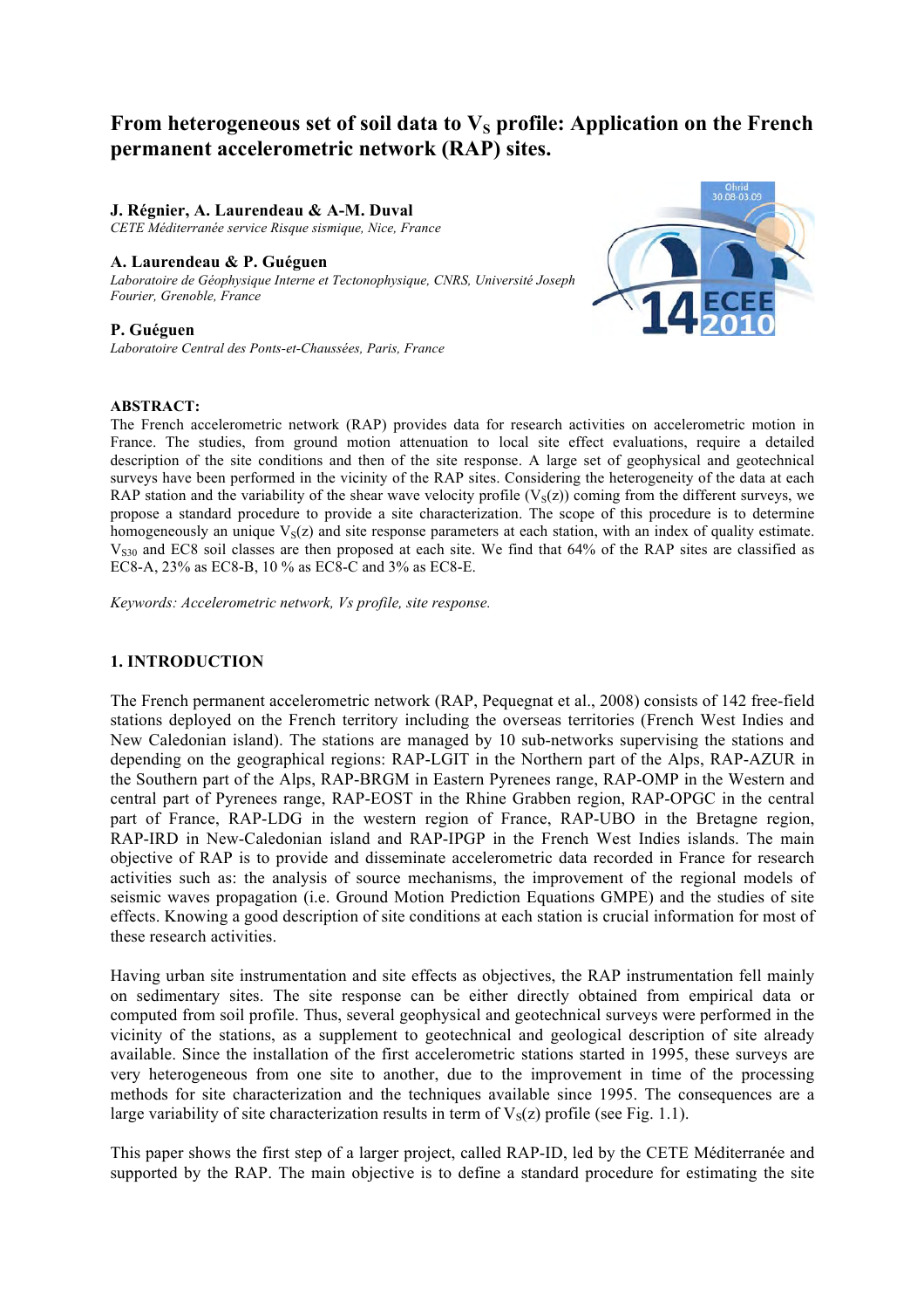# From heterogeneous set of soil data to $V_S$ profile: Application on the French permanent accelerometric network (RAP) sites.

**J. Régnier, A. Laurendeau & A-M. Duval**
*CETE Méditerranée service Risque sismique, Nice, France*

**A. Laurendeau & P. Guéguen**
*Laboratoire de Géophysique Interne et Tectonophysique, CNRS, Université Joseph Fourier, Grenoble, France*

**P. Guéguen**
*Laboratoire Central des Ponts-et-Chaussées, Paris, France*

**ABSTRACT:**
The French accelerometric network (RAP) provides data for research activities on accelerometric motion in France. The studies, from ground motion attenuation to local site effect evaluations, require a detailed description of the site conditions and then of the site response. A large set of geophysical and geotechnical surveys have been performed in the vicinity of the RAP sites. Considering the heterogeneity of the data at each RAP station and the variability of the shear wave velocity profile ($V_S(z)$) coming from the different surveys, we propose a standard procedure to provide a site characterization. The scope of this procedure is to determine homogeneously an unique $V_S(z)$ and site response parameters at each station, with an index of quality estimate. $V_{S30}$ and EC8 soil classes are then proposed at each site. We find that 64% of the RAP sites are classified as EC8-A, 23% as EC8-B, 10 % as EC8-C and 3% as EC8-E.

*Keywords: Accelerometric network, Vs profile, site response.*

## 1. INTRODUCTION

The French permanent accelerometric network (RAP, Pequegnat et al., 2008) consists of 142 free-field stations deployed on the French territory including the overseas territories (French West Indies and New Caledonian island). The stations are managed by 10 sub-networks supervising the stations and depending on the geographical regions: RAP-LGIT in the Northern part of the Alps, RAP-AZUR in the Southern part of the Alps, RAP-BRGM in Eastern Pyrenees range, RAP-OMP in the Western and central part of Pyrenees range, RAP-EOST in the Rhine Grabben region, RAP-OPGC in the central part of France, RAP-LDG in the western region of France, RAP-UBO in the Bretagne region, RAP-IRD in New-Caledonian island and RAP-IPGP in the French West Indies islands. The main objective of RAP is to provide and disseminate accelerometric data recorded in France for research activities such as: the analysis of source mechanisms, the improvement of the regional models of seismic waves propagation (i.e. Ground Motion Prediction Equations GMPE) and the studies of site effects. Knowing a good description of site conditions at each station is crucial information for most of these research activities.

Having urban site instrumentation and site effects as objectives, the RAP instrumentation fell mainly on sedimentary sites. The site response can be either directly obtained from empirical data or computed from soil profile. Thus, several geophysical and geotechnical surveys were performed in the vicinity of the stations, as a supplement to geotechnical and geological description of site already available. Since the installation of the first accelerometric stations started in 1995, these surveys are very heterogeneous from one site to another, due to the improvement in time of the processing methods for site characterization and the techniques available since 1995. The consequences are a large variability of site characterization results in term of $V_S(z)$ profile (see Fig. 1.1).

This paper shows the first step of a larger project, called RAP-ID, led by the CETE Méditerranée and supported by the RAP. The main objective is to define a standard procedure for estimating the site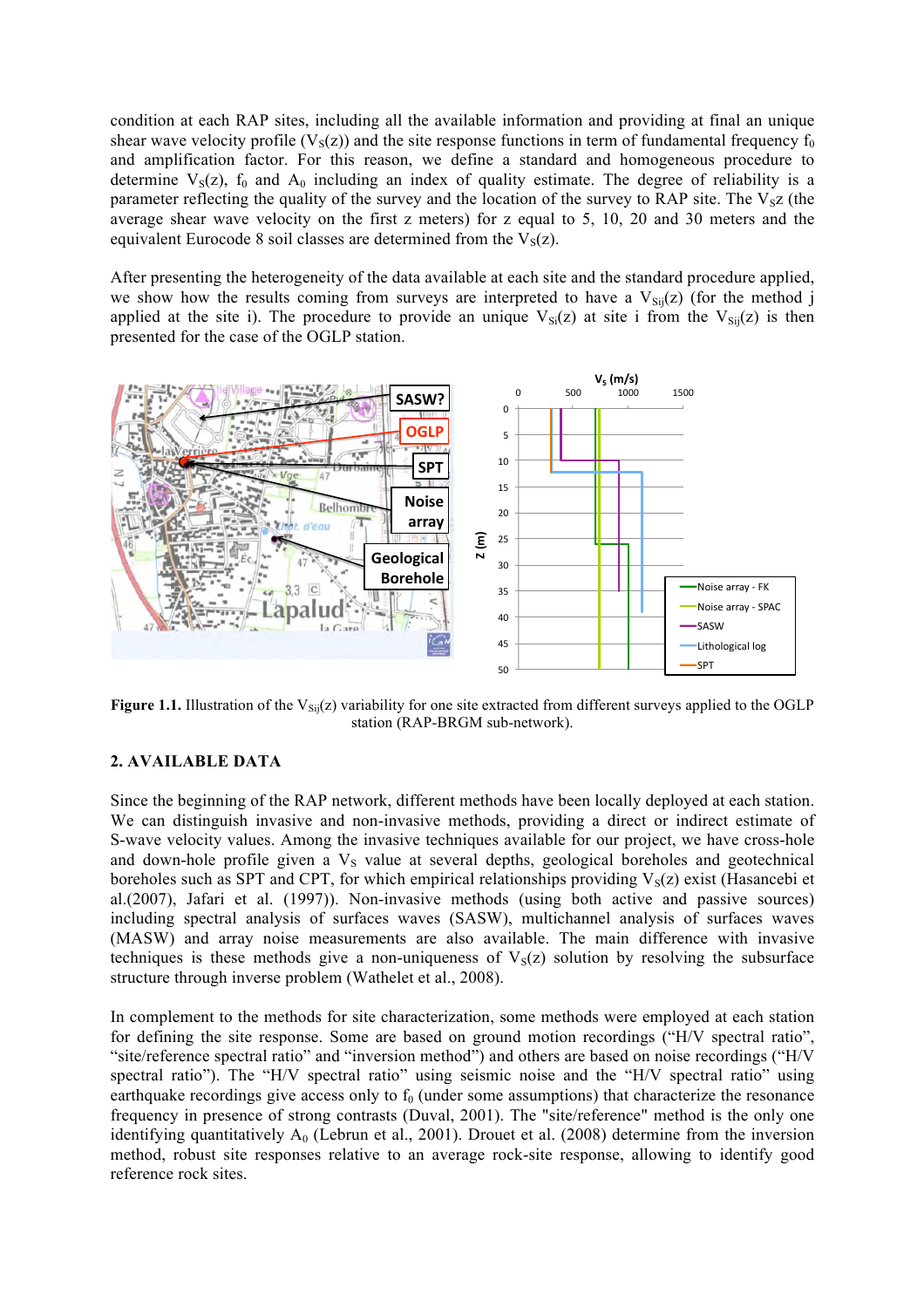condition at each RAP sites, including all the available information and providing at final an unique shear wave velocity profile ($V_S(z)$) and the site response functions in term of fundamental frequency $f_0$ and amplification factor. For this reason, we define a standard and homogeneous procedure to determine $V_S(z)$, $f_0$ and $A_0$ including an index of quality estimate. The degree of reliability is a parameter reflecting the quality of the survey and the location of the survey to RAP site. The $V_Sz$ (the average shear wave velocity on the first z meters) for z equal to 5, 10, 20 and 30 meters and the equivalent Eurocode 8 soil classes are determined from the $V_S(z)$.

After presenting the heterogeneity of the data available at each site and the standard procedure applied, we show how the results coming from surveys are interpreted to have a $V_{Sij}(z)$ (for the method j applied at the site i). The procedure to provide an unique $V_{Si}(z)$ at site i from the $V_{Sij}(z)$ is then presented for the case of the OGLP station.

**Figure 1.1.** Illustration of the $V_{Sij}(z)$ variability for one site extracted from different surveys applied to the OGLP station (RAP-BRGM sub-network).

## 2. AVAILABLE DATA

Since the beginning of the RAP network, different methods have been locally deployed at each station. We can distinguish invasive and non-invasive methods, providing a direct or indirect estimate of S-wave velocity values. Among the invasive techniques available for our project, we have cross-hole and down-hole profile given a $V_S$ value at several depths, geological boreholes and geotechnical boreholes such as SPT and CPT, for which empirical relationships providing $V_S(z)$ exist (Hasancebi et al.(2007), Jafari et al. (1997)). Non-invasive methods (using both active and passive sources) including spectral analysis of surfaces waves (SASW), multichannel analysis of surfaces waves (MASW) and array noise measurements are also available. The main difference with invasive techniques is these methods give a non-uniqueness of $V_S(z)$ solution by resolving the subsurface structure through inverse problem (Wathelet et al., 2008).

In complement to the methods for site characterization, some methods were employed at each station for defining the site response. Some are based on ground motion recordings ("H/V spectral ratio", "site/reference spectral ratio" and "inversion method") and others are based on noise recordings ("H/V spectral ratio"). The "H/V spectral ratio" using seismic noise and the "H/V spectral ratio" using earthquake recordings give access only to $f_0$ (under some assumptions) that characterize the resonance frequency in presence of strong contrasts (Duval, 2001). The "site/reference" method is the only one identifying quantitatively $A_0$ (Lebrun et al., 2001). Drouet et al. (2008) determine from the inversion method, robust site responses relative to an average rock-site response, allowing to identify good reference rock sites.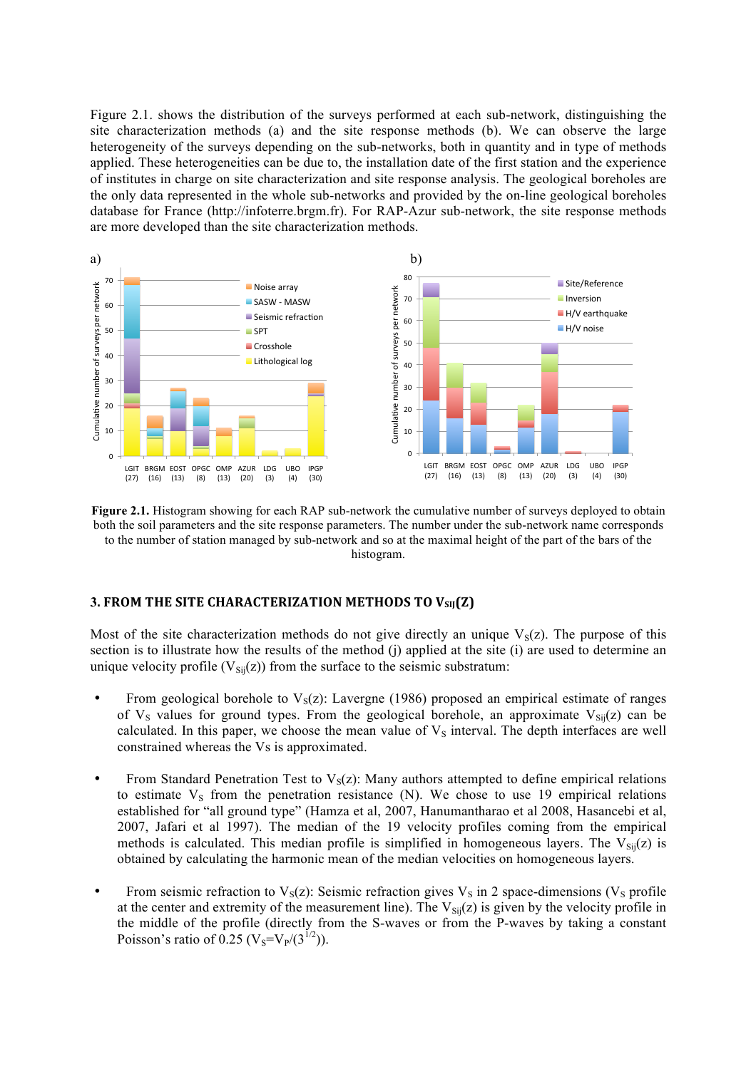Figure 2.1. shows the distribution of the surveys performed at each sub-network, distinguishing the site characterization methods (a) and the site response methods (b). We can observe the large heterogeneity of the surveys depending on the sub-networks, both in quantity and in type of methods applied. These heterogeneities can be due to, the installation date of the first station and the experience of institutes in charge on site characterization and site response analysis. The geological boreholes are the only data represented in the whole sub-networks and provided by the on-line geological boreholes database for France (http://infoterre.brgm.fr). For RAP-Azur sub-network, the site response methods are more developed than the site characterization methods.

**Figure 2.1.** Histogram showing for each RAP sub-network the cumulative number of surveys deployed to obtain both the soil parameters and the site response parameters. The number under the sub-network name corresponds to the number of station managed by sub-network and so at the maximal height of the part of the bars of the histogram.

### 3. FROM THE SITE CHARACTERIZATION METHODS TO $V_{SIJ}(Z)$

Most of the site characterization methods do not give directly an unique $V_S(z)$. The purpose of this section is to illustrate how the results of the method (j) applied at the site (i) are used to determine an unique velocity profile ($V_{Sij}(z)$) from the surface to the seismic substratum:

- From geological borehole to $V_S(z)$: Lavergne (1986) proposed an empirical estimate of ranges of $V_S$ values for ground types. From the geological borehole, an approximate $V_{Sij}(z)$ can be calculated. In this paper, we choose the mean value of $V_S$ interval. The depth interfaces are well constrained whereas the Vs is approximated.

- From Standard Penetration Test to $V_S(z)$: Many authors attempted to define empirical relations to estimate $V_S$ from the penetration resistance (N). We chose to use 19 empirical relations established for "all ground type" (Hamza et al, 2007, Hanumantharao et al 2008, Hasancebi et al, 2007, Jafari et al 1997). The median of the 19 velocity profiles coming from the empirical methods is calculated. This median profile is simplified in homogeneous layers. The $V_{Sij}(z)$ is obtained by calculating the harmonic mean of the median velocities on homogeneous layers.

- From seismic refraction to $V_S(z)$: Seismic refraction gives $V_S$ in 2 space-dimensions ($V_S$ profile at the center and extremity of the measurement line). The $V_{Sij}(z)$ is given by the velocity profile in the middle of the profile (directly from the S-waves or from the P-waves by taking a constant Poisson's ratio of 0.25 ($V_S=V_P/(3^{1/2})$).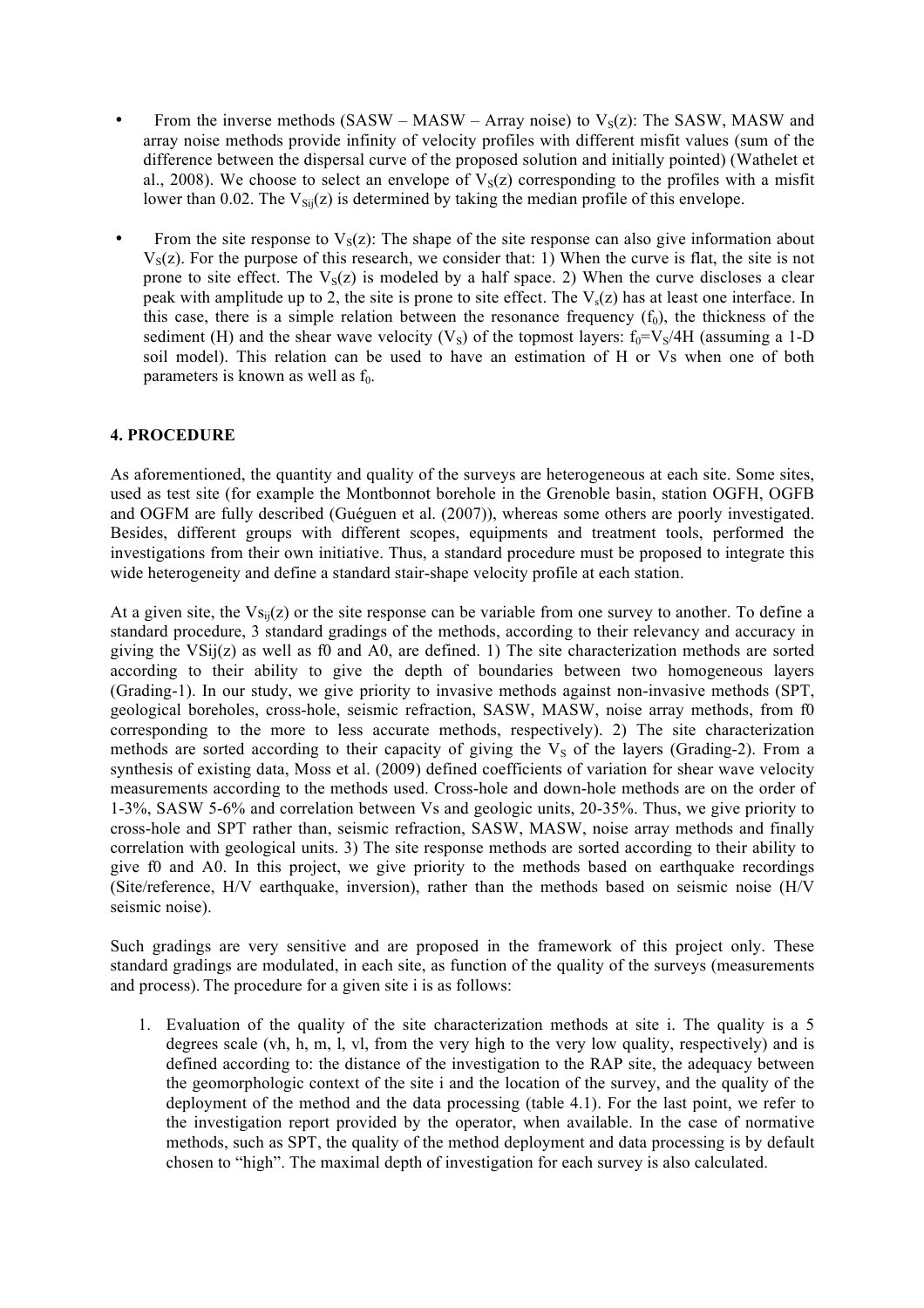- From the inverse methods (SASW – MASW – Array noise) to $V_S(z)$: The SASW, MASW and array noise methods provide infinity of velocity profiles with different misfit values (sum of the difference between the dispersal curve of the proposed solution and initially pointed) (Wathelet et al., 2008). We choose to select an envelope of $V_S(z)$ corresponding to the profiles with a misfit lower than 0.02. The $V_{Sij}(z)$ is determined by taking the median profile of this envelope.

- From the site response to $V_S(z)$: The shape of the site response can also give information about $V_S(z)$. For the purpose of this research, we consider that: 1) When the curve is flat, the site is not prone to site effect. The $V_S(z)$ is modeled by a half space. 2) When the curve discloses a clear peak with amplitude up to 2, the site is prone to site effect. The $V_s(z)$ has at least one interface. In this case, there is a simple relation between the resonance frequency ($f_0$), the thickness of the sediment (H) and the shear wave velocity ($V_S$) of the topmost layers: $f_0=V_S/4H$ (assuming a 1-D soil model). This relation can be used to have an estimation of H or Vs when one of both parameters is known as well as $f_0$.

## 4. PROCEDURE

As aforementioned, the quantity and quality of the surveys are heterogeneous at each site. Some sites, used as test site (for example the Montbonnot borehole in the Grenoble basin, station OGFH, OGFB and OGFM are fully described (Guéguen et al. (2007)), whereas some others are poorly investigated. Besides, different groups with different scopes, equipments and treatment tools, performed the investigations from their own initiative. Thus, a standard procedure must be proposed to integrate this wide heterogeneity and define a standard stair-shape velocity profile at each station.

At a given site, the $Vs_{ij}(z)$ or the site response can be variable from one survey to another. To define a standard procedure, 3 standard gradings of the methods, according to their relevancy and accuracy in giving the VSij(z) as well as f0 and A0, are defined. 1) The site characterization methods are sorted according to their ability to give the depth of boundaries between two homogeneous layers (Grading-1). In our study, we give priority to invasive methods against non-invasive methods (SPT, geological boreholes, cross-hole, seismic refraction, SASW, MASW, noise array methods, from f0 corresponding to the more to less accurate methods, respectively). 2) The site characterization methods are sorted according to their capacity of giving the $V_S$ of the layers (Grading-2). From a synthesis of existing data, Moss et al. (2009) defined coefficients of variation for shear wave velocity measurements according to the methods used. Cross-hole and down-hole methods are on the order of 1-3%, SASW 5-6% and correlation between Vs and geologic units, 20-35%. Thus, we give priority to cross-hole and SPT rather than, seismic refraction, SASW, MASW, noise array methods and finally correlation with geological units. 3) The site response methods are sorted according to their ability to give f0 and A0. In this project, we give priority to the methods based on earthquake recordings (Site/reference, H/V earthquake, inversion), rather than the methods based on seismic noise (H/V seismic noise).

Such gradings are very sensitive and are proposed in the framework of this project only. These standard gradings are modulated, in each site, as function of the quality of the surveys (measurements and process). The procedure for a given site i is as follows:

1. Evaluation of the quality of the site characterization methods at site i. The quality is a 5 degrees scale (vh, h, m, l, vl, from the very high to the very low quality, respectively) and is defined according to: the distance of the investigation to the RAP site, the adequacy between the geomorphologic context of the site i and the location of the survey, and the quality of the deployment of the method and the data processing (table 4.1). For the last point, we refer to the investigation report provided by the operator, when available. In the case of normative methods, such as SPT, the quality of the method deployment and data processing is by default chosen to "high". The maximal depth of investigation for each survey is also calculated.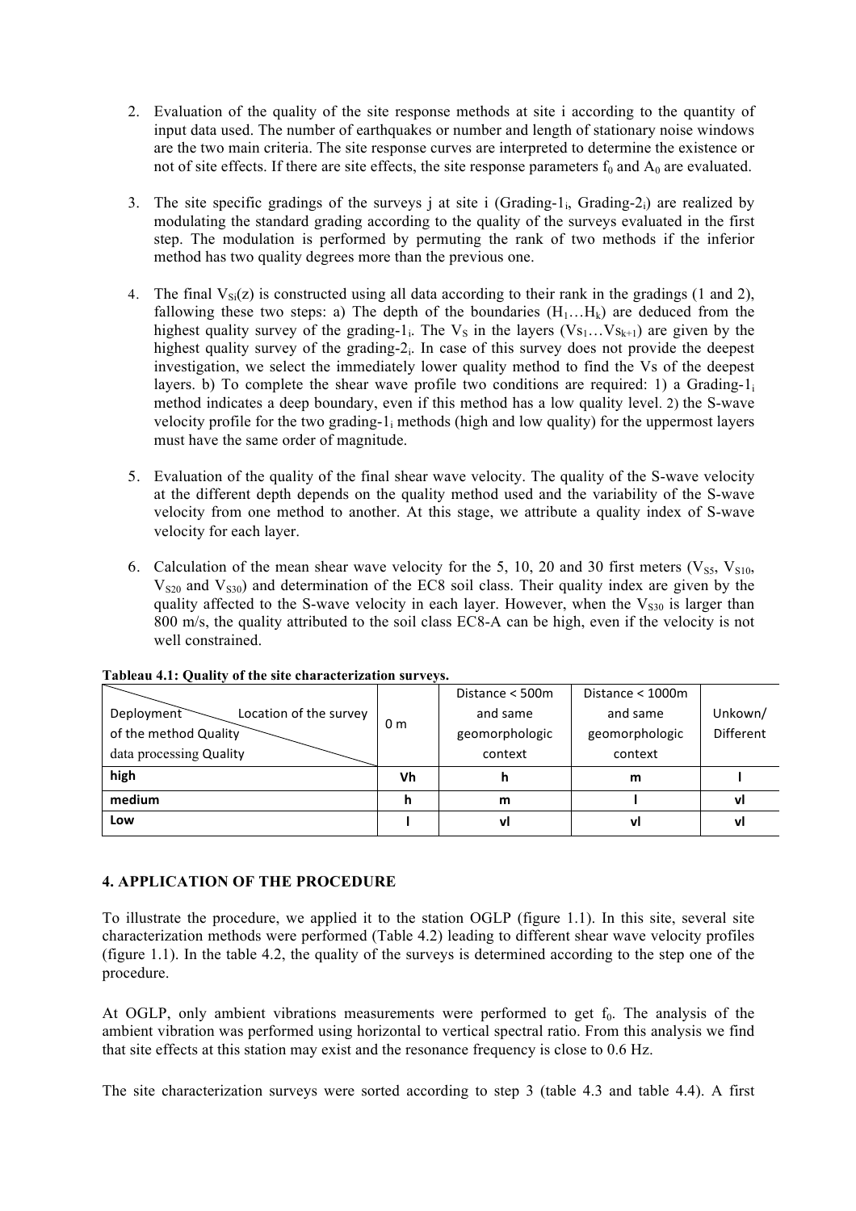2. Evaluation of the quality of the site response methods at site i according to the quantity of input data used. The number of earthquakes or number and length of stationary noise windows are the two main criteria. The site response curves are interpreted to determine the existence or not of site effects. If there are site effects, the site response parameters $f_0$ and $A_0$ are evaluated.

3. The site specific gradings of the surveys j at site i (Grading-$1_i$, Grading-$2_i$) are realized by modulating the standard grading according to the quality of the surveys evaluated in the first step. The modulation is performed by permuting the rank of two methods if the inferior method has two quality degrees more than the previous one.

4. The final $V_{Si}(z)$ is constructed using all data according to their rank in the gradings (1 and 2), fallowing these two steps: a) The depth of the boundaries ($H_1 \ldots H_k$) are deduced from the highest quality survey of the grading-$1_i$. The $V_S$ in the layers ($Vs_1 \ldots Vs_{k+1}$) are given by the highest quality survey of the grading-$2_i$. In case of this survey does not provide the deepest investigation, we select the immediately lower quality method to find the Vs of the deepest layers. b) To complete the shear wave profile two conditions are required: 1) a Grading-$1_i$ method indicates a deep boundary, even if this method has a low quality level. 2) the S-wave velocity profile for the two grading-$1_i$ methods (high and low quality) for the uppermost layers must have the same order of magnitude.

5. Evaluation of the quality of the final shear wave velocity. The quality of the S-wave velocity at the different depth depends on the quality method used and the variability of the S-wave velocity from one method to another. At this stage, we attribute a quality index of S-wave velocity for each layer.

6. Calculation of the mean shear wave velocity for the 5, 10, 20 and 30 first meters ($V_{S5}$, $V_{S10}$, $V_{S20}$ and $V_{S30}$) and determination of the EC8 soil class. Their quality index are given by the quality affected to the S-wave velocity in each layer. However, when the $V_{S30}$ is larger than 800 m/s, the quality attributed to the soil class EC8-A can be high, even if the velocity is not well constrained.

**Tableau 4.1: Quality of the site characterization surveys.**

| Deployment of the method Quality / data processing Quality \ Location of the survey | 0 m | Distance < 500m and same geomorphologic context | Distance < 1000m and same geomorphologic context | Unkown/ Different |
|---|---|---|---|---|
| **high** | **Vh** | **h** | **m** | **l** |
| **medium** | **h** | **m** | **l** | **vl** |
| **Low** | **l** | **vl** | **vl** | **vl** |

### 4. APPLICATION OF THE PROCEDURE

To illustrate the procedure, we applied it to the station OGLP (figure 1.1). In this site, several site characterization methods were performed (Table 4.2) leading to different shear wave velocity profiles (figure 1.1). In the table 4.2, the quality of the surveys is determined according to the step one of the procedure.

At OGLP, only ambient vibrations measurements were performed to get $f_0$. The analysis of the ambient vibration was performed using horizontal to vertical spectral ratio. From this analysis we find that site effects at this station may exist and the resonance frequency is close to 0.6 Hz.

The site characterization surveys were sorted according to step 3 (table 4.3 and table 4.4). A first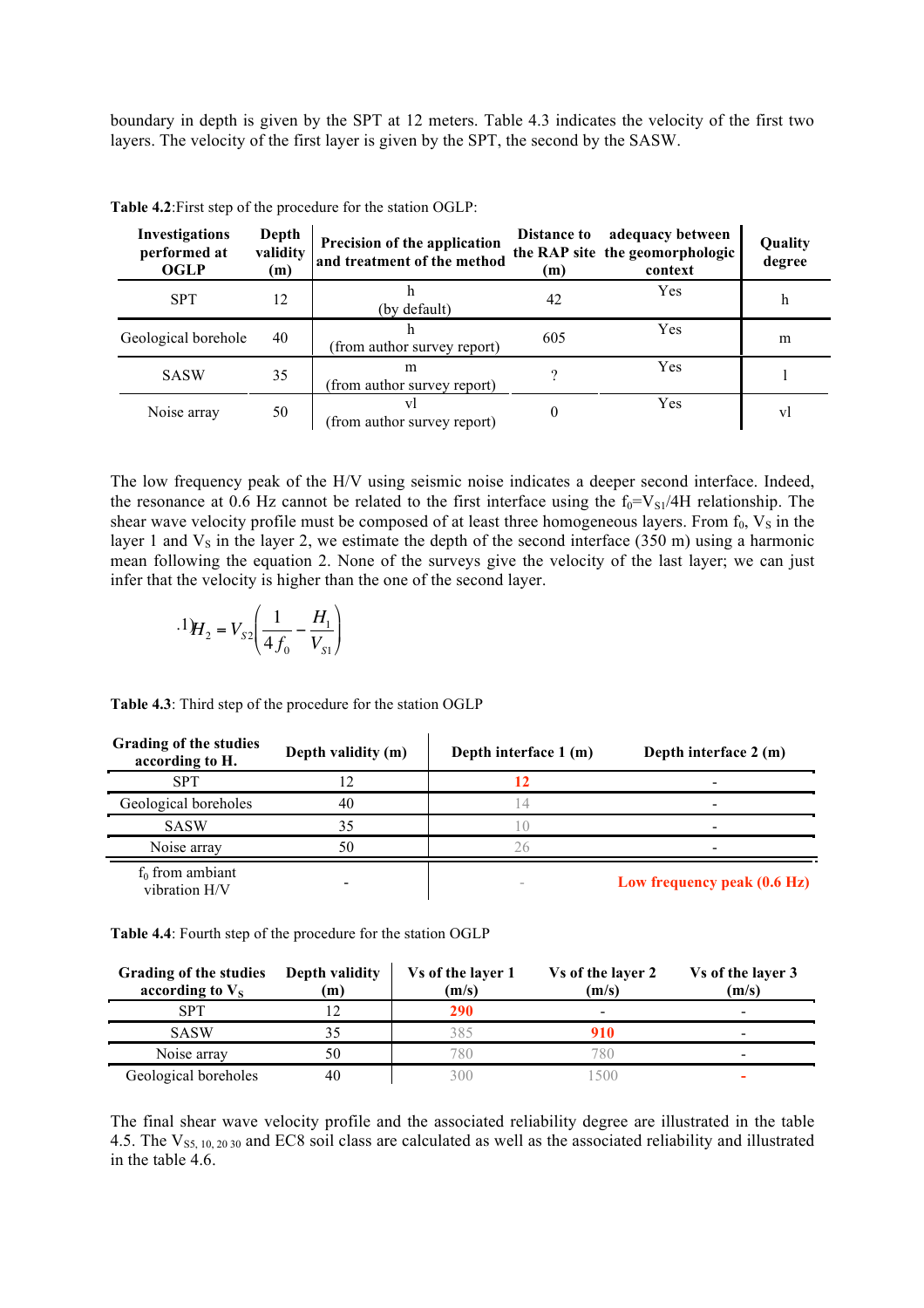boundary in depth is given by the SPT at 12 meters. Table 4.3 indicates the velocity of the first two layers. The velocity of the first layer is given by the SPT, the second by the SASW.

**Table 4.2**:First step of the procedure for the station OGLP:

| Investigations performed at OGLP | Depth validity (m) | Precision of the application and treatment of the method | Distance to the RAP site (m) | adequacy between the geomorphologic context | Quality degree |
|---|---|---|---|---|---|
| SPT | 12 | h (by default) | 42 | Yes | h |
| Geological borehole | 40 | h (from author survey report) | 605 | Yes | m |
| SASW | 35 | m (from author survey report) | ? | Yes | l |
| Noise array | 50 | vl (from author survey report) | 0 | Yes | vl |

The low frequency peak of the H/V using seismic noise indicates a deeper second interface. Indeed, the resonance at 0.6 Hz cannot be related to the first interface using the $f_0=V_{S1}/4H$ relationship. The shear wave velocity profile must be composed of at least three homogeneous layers. From $f_0$, $V_S$ in the layer 1 and $V_S$ in the layer 2, we estimate the depth of the second interface (350 m) using a harmonic mean following the equation 2. None of the surveys give the velocity of the last layer; we can just infer that the velocity is higher than the one of the second layer.

$$.1) \quad H_2 = V_{S2}\left(\frac{1}{4f_0} - \frac{H_1}{V_{S1}}\right)$$

**Table 4.3**: Third step of the procedure for the station OGLP

| Grading of the studies according to H. | Depth validity (m) | Depth interface 1 (m) | Depth interface 2 (m) |
|---|---|---|---|
| SPT | 12 | 12 | - |
| Geological boreholes | 40 | 14 | - |
| SASW | 35 | 10 | - |
| Noise array | 50 | 26 | - |
| $f_0$ from ambiant vibration H/V | - | - | Low frequency peak (0.6 Hz) |

**Table 4.4**: Fourth step of the procedure for the station OGLP

| Grading of the studies according to $V_S$ | Depth validity (m) | Vs of the layer 1 (m/s) | Vs of the layer 2 (m/s) | Vs of the layer 3 (m/s) |
|---|---|---|---|---|
| SPT | 12 | 290 | - | - |
| SASW | 35 | 385 | 910 | - |
| Noise array | 50 | 780 | 780 | - |
| Geological boreholes | 40 | 300 | 1500 | - |

The final shear wave velocity profile and the associated reliability degree are illustrated in the table 4.5. The $V_{S5,\,10,\,20\,30}$ and EC8 soil class are calculated as well as the associated reliability and illustrated in the table 4.6.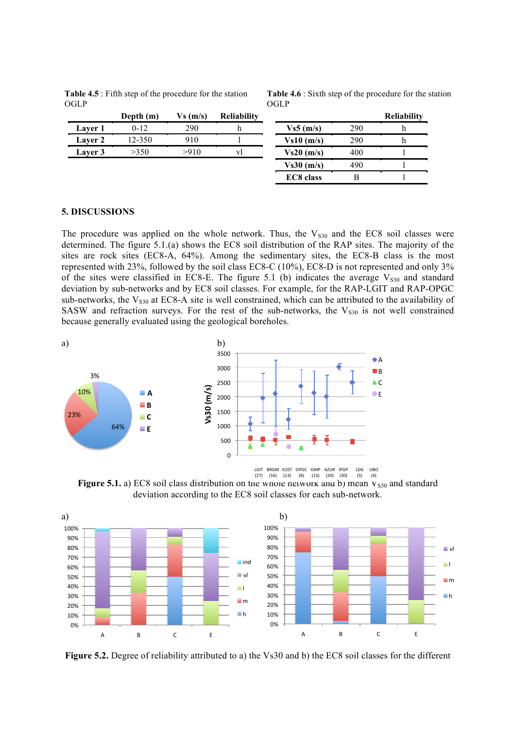**Table 4.5** : Fifth step of the procedure for the station OGLP

| | Depth (m) | Vs (m/s) | Reliability |
|---|---|---|---|
| **Layer 1** | 0-12 | 290 | h |
| **Layer 2** | 12-350 | 910 | l |
| **Layer 3** | >350 | >910 | vl |

**Table 4.6** : Sixth step of the procedure for the station OGLP

| | | Reliability |
|---|---|---|
| **Vs5 (m/s)** | 290 | h |
| **Vs10 (m/s)** | 290 | h |
| **Vs20 (m/s)** | 400 | l |
| **Vs30 (m/s)** | 490 | l |
| **EC8 class** | B | l |

## 5. DISCUSSIONS

The procedure was applied on the whole network. Thus, the $V_{S30}$ and the EC8 soil classes were determined. The figure 5.1.(a) shows the EC8 soil distribution of the RAP sites. The majority of the sites are rock sites (EC8-A, 64%). Among the sedimentary sites, the EC8-B class is the most represented with 23%, followed by the soil class EC8-C (10%), EC8-D is not represented and only 3% of the sites were classified in EC8-E. The figure 5.1 (b) indicates the average $V_{S30}$ and standard deviation by sub-networks and by EC8 soil classes. For example, for the RAP-LGIT and RAP-OPGC sub-networks, the $V_{S30}$ at EC8-A site is well constrained, which can be attributed to the availability of SASW and refraction surveys. For the rest of the sub-networks, the $V_{S30}$ is not well constrained because generally evaluated using the geological boreholes.

**Figure 5.1.** a) EC8 soil class distribution on the whole network and b) mean $V_{S30}$ and standard deviation according to the EC8 soil classes for each sub-network.

**Figure 5.2.** Degree of reliability attributed to a) the Vs30 and b) the EC8 soil classes for the different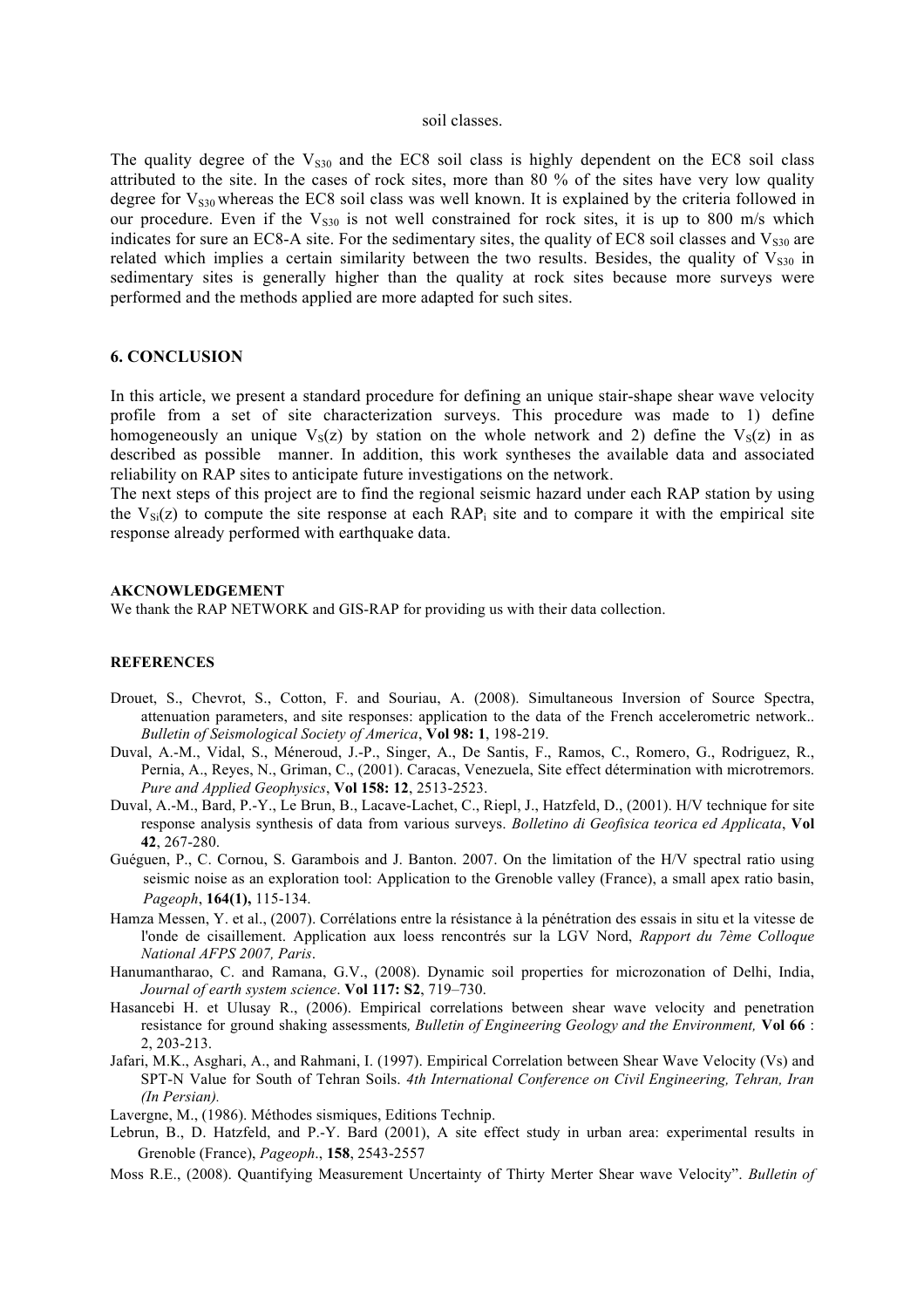soil classes.

The quality degree of the $V_{S30}$ and the EC8 soil class is highly dependent on the EC8 soil class attributed to the site. In the cases of rock sites, more than 80 % of the sites have very low quality degree for $V_{S30}$ whereas the EC8 soil class was well known. It is explained by the criteria followed in our procedure. Even if the $V_{S30}$ is not well constrained for rock sites, it is up to 800 m/s which indicates for sure an EC8-A site. For the sedimentary sites, the quality of EC8 soil classes and $V_{S30}$ are related which implies a certain similarity between the two results. Besides, the quality of $V_{S30}$ in sedimentary sites is generally higher than the quality at rock sites because more surveys were performed and the methods applied are more adapted for such sites.

## 6. CONCLUSION

In this article, we present a standard procedure for defining an unique stair-shape shear wave velocity profile from a set of site characterization surveys. This procedure was made to 1) define homogeneously an unique $V_S(z)$ by station on the whole network and 2) define the $V_S(z)$ in as described as possible manner. In addition, this work syntheses the available data and associated reliability on RAP sites to anticipate future investigations on the network.
The next steps of this project are to find the regional seismic hazard under each RAP station by using the $V_{Si}(z)$ to compute the site response at each $RAP_i$ site and to compare it with the empirical site response already performed with earthquake data.

**AKCNOWLEDGEMENT**

We thank the RAP NETWORK and GIS-RAP for providing us with their data collection.

**REFERENCES**

Drouet, S., Chevrot, S., Cotton, F. and Souriau, A. (2008). Simultaneous Inversion of Source Spectra, attenuation parameters, and site responses: application to the data of the French accelerometric network.. *Bulletin of Seismological Society of America*, **Vol 98: 1**, 198-219.

Duval, A.-M., Vidal, S., Méneroud, J.-P., Singer, A., De Santis, F., Ramos, C., Romero, G., Rodriguez, R., Pernia, A., Reyes, N., Griman, C., (2001). Caracas, Venezuela, Site effect détermination with microtremors. *Pure and Applied Geophysics*, **Vol 158: 12**, 2513-2523.

Duval, A.-M., Bard, P.-Y., Le Brun, B., Lacave-Lachet, C., Riepl, J., Hatzfeld, D., (2001). H/V technique for site response analysis synthesis of data from various surveys. *Bolletino di Geofisica teorica ed Applicata*, **Vol 42**, 267-280.

Guéguen, P., C. Cornou, S. Garambois and J. Banton. 2007. On the limitation of the H/V spectral ratio using seismic noise as an exploration tool: Application to the Grenoble valley (France), a small apex ratio basin, *Pageoph*, **164(1),** 115-134.

Hamza Messen, Y. et al., (2007). Corrélations entre la résistance à la pénétration des essais in situ et la vitesse de l'onde de cisaillement. Application aux loess rencontrés sur la LGV Nord, *Rapport du 7ème Colloque National AFPS 2007, Paris*.

Hanumantharao, C. and Ramana, G.V., (2008). Dynamic soil properties for microzonation of Delhi, India, *Journal of earth system science*. **Vol 117: S2**, 719–730.

Hasancebi H. et Ulusay R., (2006). Empirical correlations between shear wave velocity and penetration resistance for ground shaking assessments*, Bulletin of Engineering Geology and the Environment,* **Vol 66** : 2, 203-213.

Jafari, M.K., Asghari, A., and Rahmani, I. (1997). Empirical Correlation between Shear Wave Velocity (Vs) and SPT-N Value for South of Tehran Soils. *4th International Conference on Civil Engineering, Tehran, Iran (In Persian).*

Lavergne, M., (1986). Méthodes sismiques, Editions Technip.

Lebrun, B., D. Hatzfeld, and P.-Y. Bard (2001), A site effect study in urban area: experimental results in Grenoble (France), *Pageoph*., **158**, 2543-2557

Moss R.E., (2008). Quantifying Measurement Uncertainty of Thirty Merter Shear wave Velocity". *Bulletin of*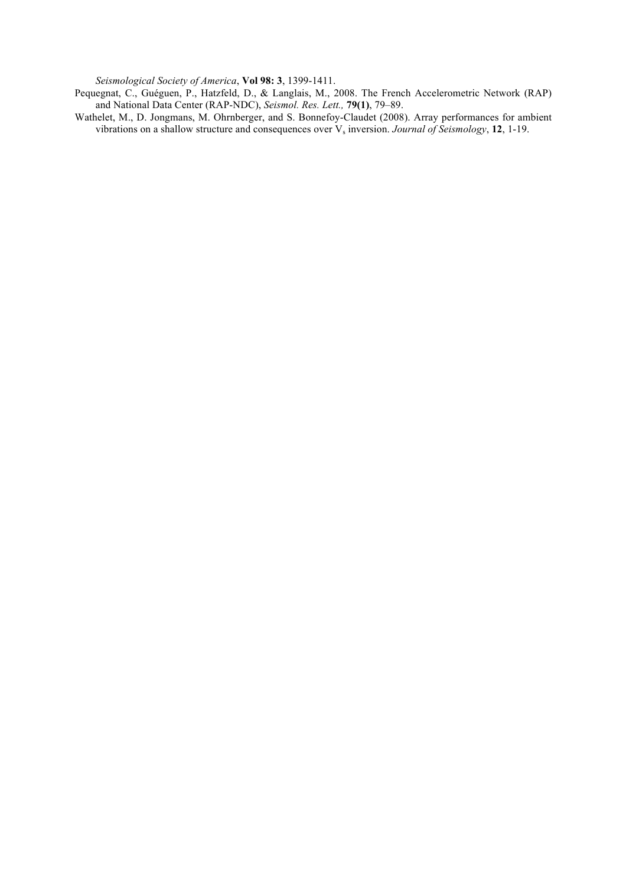*Seismological Society of America*, **Vol 98: 3**, 1399-1411.

Pequegnat, C., Guéguen, P., Hatzfeld, D., & Langlais, M., 2008. The French Accelerometric Network (RAP) and National Data Center (RAP-NDC), *Seismol. Res. Lett.,* **79(1)**, 79–89.

Wathelet, M., D. Jongmans, M. Ohrnberger, and S. Bonnefoy-Claudet (2008). Array performances for ambient vibrations on a shallow structure and consequences over $V_s$ inversion. *Journal of Seismology*, **12**, 1-19.